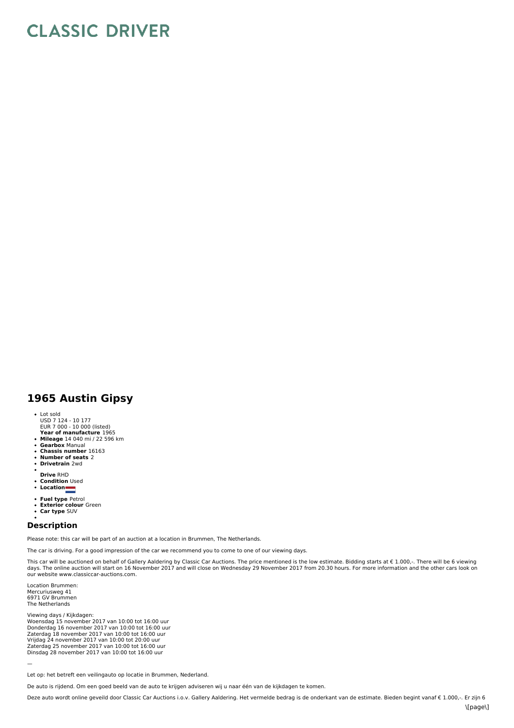# CLASSIC DRIVER

## 1965 Austin Gipsy

- Lot sold
  USD 7 124 - 10 177
  EUR 7 000 - 10 000 (listed)
  **Year of manufacture** 1965
- **Mileage** 14 040 mi / 22 596 km
- **Gearbox** Manual
- **Chassis number** 16163
- **Number of seats** 2
- **Drivetrain** 2wd
- **Drive** RHD
- **Condition** Used
- **Location**
- **Fuel type** Petrol
- **Exterior colour** Green
- **Car type** SUV

### Description

Please note: this car will be part of an auction at a location in Brummen, The Netherlands.

The car is driving. For a good impression of the car we recommend you to come to one of our viewing days.

This car will be auctioned on behalf of Gallery Aaldering by Classic Car Auctions. The price mentioned is the low estimate. Bidding starts at € 1.000,-. There will be 6 viewing days. The online auction will start on 16 November 2017 and will close on Wednesday 29 November 2017 from 20.30 hours. For more information and the other cars look on our website www.classiccar-auctions.com.

Location Brummen:
Mercuriusweg 41
6971 GV Brummen
The Netherlands

Viewing days / Kijkdagen:
Woensdag 15 november 2017 van 10:00 tot 16:00 uur
Donderdag 16 november 2017 van 10:00 tot 16:00 uur
Zaterdag 18 november 2017 van 10:00 tot 16:00 uur
Vrijdag 24 november 2017 van 10:00 tot 20:00 uur
Zaterdag 25 november 2017 van 10:00 tot 16:00 uur
Dinsdag 28 november 2017 van 10:00 tot 16:00 uur

—

Let op: het betreft een veilingauto op locatie in Brummen, Nederland.

De auto is rijdend. Om een goed beeld van de auto te krijgen adviseren wij u naar één van de kijkdagen te komen.

Deze auto wordt online geveild door Classic Car Auctions i.o.v. Gallery Aaldering. Het vermelde bedrag is de onderkant van de estimate. Bieden begint vanaf € 1.000,-. Er zijn 6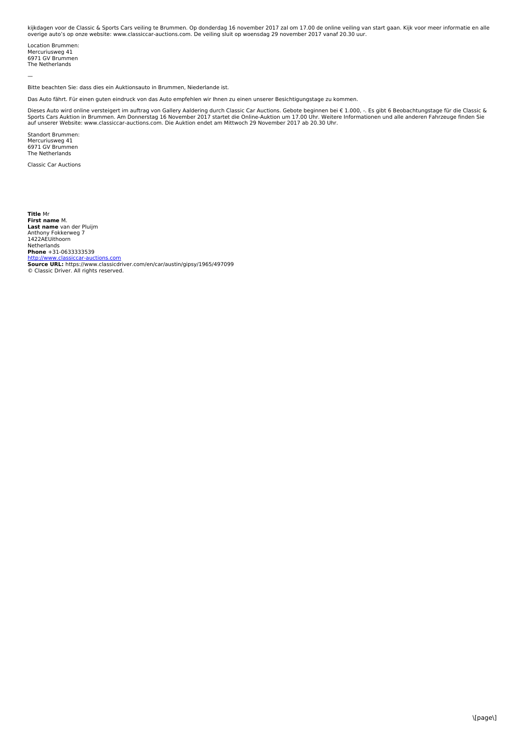kijkdagen voor de Classic & Sports Cars veiling te Brummen. Op donderdag 16 november 2017 zal om 17.00 de online veiling van start gaan. Kijk voor meer informatie en alle overige auto's op onze website: www.classiccar-auctions.com. De veiling sluit op woensdag 29 november 2017 vanaf 20.30 uur.

Location Brummen:
Mercuriusweg 41
6971 GV Brummen
The Netherlands

—

Bitte beachten Sie: dass dies ein Auktionsauto in Brummen, Niederlande ist.

Das Auto fährt. Für einen guten eindruck von das Auto empfehlen wir Ihnen zu einen unserer Besichtigungstage zu kommen.

Dieses Auto wird online versteigert im auftrag von Gallery Aaldering durch Classic Car Auctions. Gebote beginnen bei € 1.000, -. Es gibt 6 Beobachtungstage für die Classic & Sports Cars Auktion in Brummen. Am Donnerstag 16 November 2017 startet die Online-Auktion um 17.00 Uhr. Weitere Informationen und alle anderen Fahrzeuge finden Sie auf unserer Website: www.classiccar-auctions.com. Die Auktion endet am Mittwoch 29 November 2017 ab 20.30 Uhr.

Standort Brummen:
Mercuriusweg 41
6971 GV Brummen
The Netherlands

Classic Car Auctions

**Title** Mr
**First name** M.
**Last name** van der Pluijm
Anthony Fokkerweg 7
1422AEUithoorn
Netherlands
**Phone** +31-0633333539
http://www.classiccar-auctions.com
**Source URL:** https://www.classicdriver.com/en/car/austin/gipsy/1965/497099
© Classic Driver. All rights reserved.